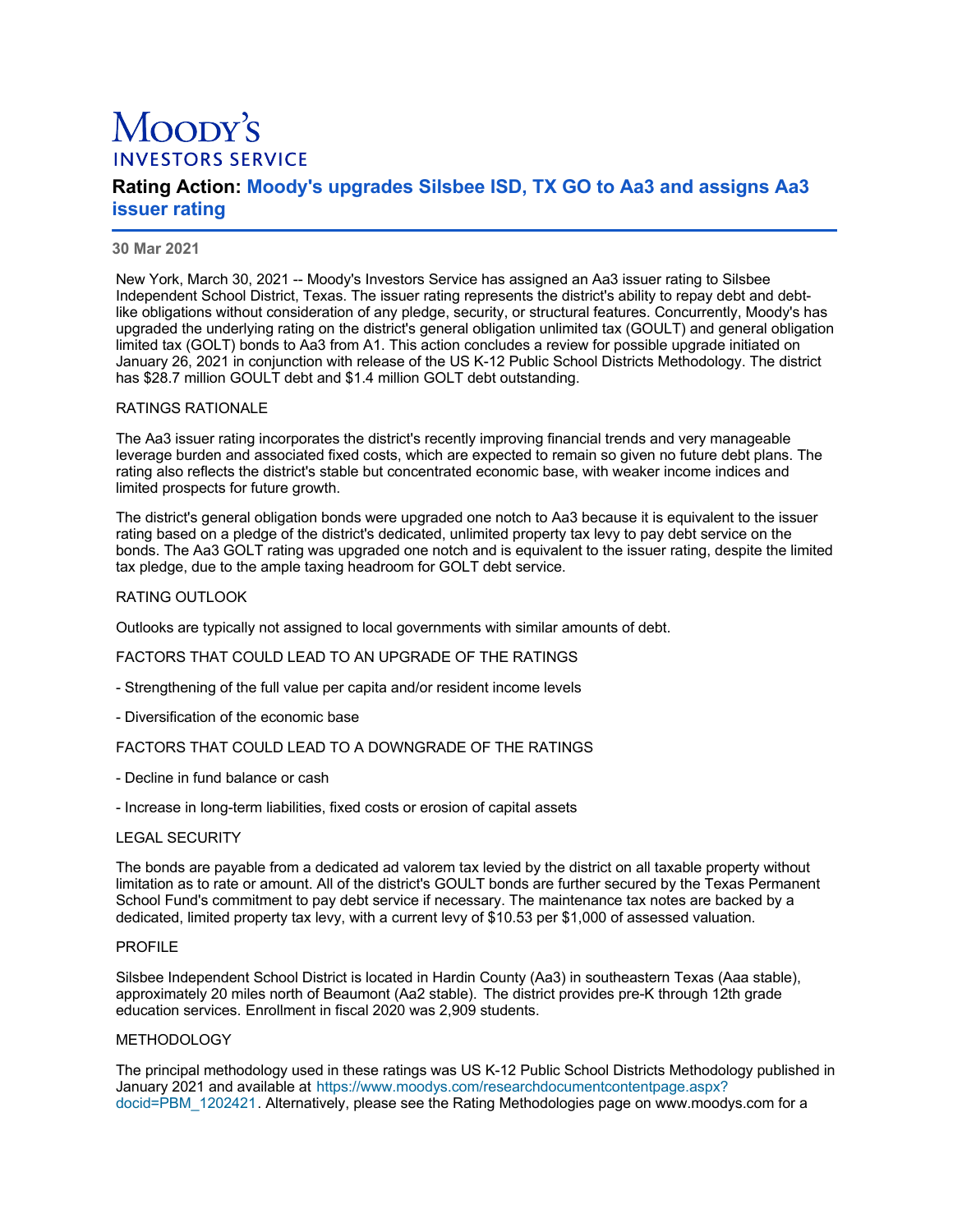# Moody's Investors Service

## Rating Action: Moody's upgrades Silsbee ISD, TX GO to Aa3 and assigns Aa3 issuer rating

**30 Mar 2021**

New York, March 30, 2021 -- Moody's Investors Service has assigned an Aa3 issuer rating to Silsbee Independent School District, Texas. The issuer rating represents the district's ability to repay debt and debt-like obligations without consideration of any pledge, security, or structural features. Concurrently, Moody's has upgraded the underlying rating on the district's general obligation unlimited tax (GOULT) and general obligation limited tax (GOLT) bonds to Aa3 from A1. This action concludes a review for possible upgrade initiated on January 26, 2021 in conjunction with release of the US K-12 Public School Districts Methodology. The district has $28.7 million GOULT debt and $1.4 million GOLT debt outstanding.

RATINGS RATIONALE

The Aa3 issuer rating incorporates the district's recently improving financial trends and very manageable leverage burden and associated fixed costs, which are expected to remain so given no future debt plans. The rating also reflects the district's stable but concentrated economic base, with weaker income indices and limited prospects for future growth.

The district's general obligation bonds were upgraded one notch to Aa3 because it is equivalent to the issuer rating based on a pledge of the district's dedicated, unlimited property tax levy to pay debt service on the bonds. The Aa3 GOLT rating was upgraded one notch and is equivalent to the issuer rating, despite the limited tax pledge, due to the ample taxing headroom for GOLT debt service.

RATING OUTLOOK

Outlooks are typically not assigned to local governments with similar amounts of debt.

FACTORS THAT COULD LEAD TO AN UPGRADE OF THE RATINGS

- Strengthening of the full value per capita and/or resident income levels

- Diversification of the economic base

FACTORS THAT COULD LEAD TO A DOWNGRADE OF THE RATINGS

- Decline in fund balance or cash

- Increase in long-term liabilities, fixed costs or erosion of capital assets

LEGAL SECURITY

The bonds are payable from a dedicated ad valorem tax levied by the district on all taxable property without limitation as to rate or amount. All of the district's GOULT bonds are further secured by the Texas Permanent School Fund's commitment to pay debt service if necessary. The maintenance tax notes are backed by a dedicated, limited property tax levy, with a current levy of $10.53 per $1,000 of assessed valuation.

PROFILE

Silsbee Independent School District is located in Hardin County (Aa3) in southeastern Texas (Aaa stable), approximately 20 miles north of Beaumont (Aa2 stable). The district provides pre-K through 12th grade education services. Enrollment in fiscal 2020 was 2,909 students.

METHODOLOGY

The principal methodology used in these ratings was US K-12 Public School Districts Methodology published in January 2021 and available at https://www.moodys.com/researchdocumentcontentpage.aspx?docid=PBM_1202421. Alternatively, please see the Rating Methodologies page on www.moodys.com for a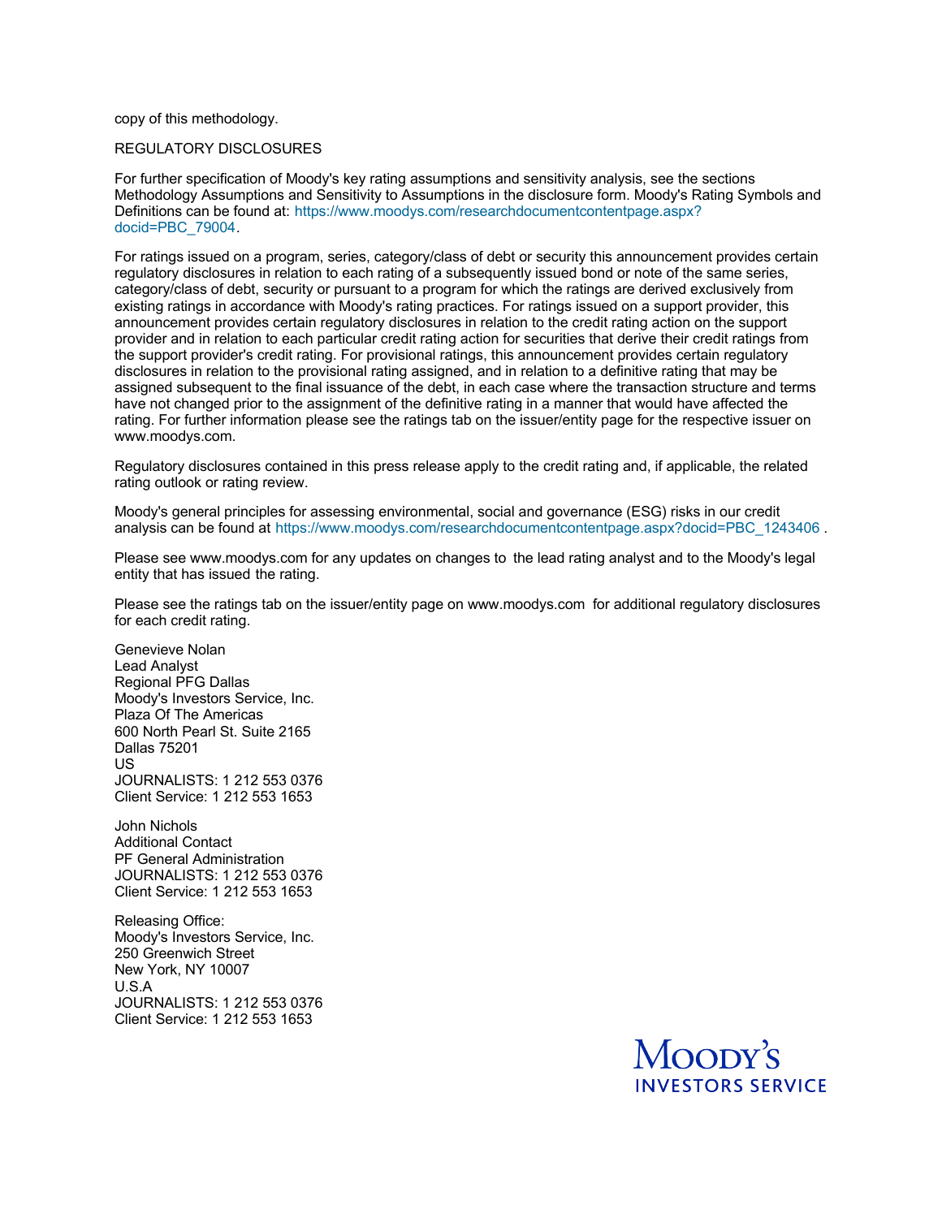copy of this methodology.

REGULATORY DISCLOSURES

For further specification of Moody's key rating assumptions and sensitivity analysis, see the sections Methodology Assumptions and Sensitivity to Assumptions in the disclosure form. Moody's Rating Symbols and Definitions can be found at: https://www.moodys.com/researchdocumentcontentpage.aspx?docid=PBC_79004.

For ratings issued on a program, series, category/class of debt or security this announcement provides certain regulatory disclosures in relation to each rating of a subsequently issued bond or note of the same series, category/class of debt, security or pursuant to a program for which the ratings are derived exclusively from existing ratings in accordance with Moody's rating practices. For ratings issued on a support provider, this announcement provides certain regulatory disclosures in relation to the credit rating action on the support provider and in relation to each particular credit rating action for securities that derive their credit ratings from the support provider's credit rating. For provisional ratings, this announcement provides certain regulatory disclosures in relation to the provisional rating assigned, and in relation to a definitive rating that may be assigned subsequent to the final issuance of the debt, in each case where the transaction structure and terms have not changed prior to the assignment of the definitive rating in a manner that would have affected the rating. For further information please see the ratings tab on the issuer/entity page for the respective issuer on www.moodys.com.

Regulatory disclosures contained in this press release apply to the credit rating and, if applicable, the related rating outlook or rating review.

Moody's general principles for assessing environmental, social and governance (ESG) risks in our credit analysis can be found at https://www.moodys.com/researchdocumentcontentpage.aspx?docid=PBC_1243406 .

Please see www.moodys.com for any updates on changes to the lead rating analyst and to the Moody's legal entity that has issued the rating.

Please see the ratings tab on the issuer/entity page on www.moodys.com for additional regulatory disclosures for each credit rating.

Genevieve Nolan
Lead Analyst
Regional PFG Dallas
Moody's Investors Service, Inc.
Plaza Of The Americas
600 North Pearl St. Suite 2165
Dallas 75201
US
JOURNALISTS: 1 212 553 0376
Client Service: 1 212 553 1653

John Nichols
Additional Contact
PF General Administration
JOURNALISTS: 1 212 553 0376
Client Service: 1 212 553 1653

Releasing Office:
Moody's Investors Service, Inc.
250 Greenwich Street
New York, NY 10007
U.S.A
JOURNALISTS: 1 212 553 0376
Client Service: 1 212 553 1653

MOODY'S
INVESTORS SERVICE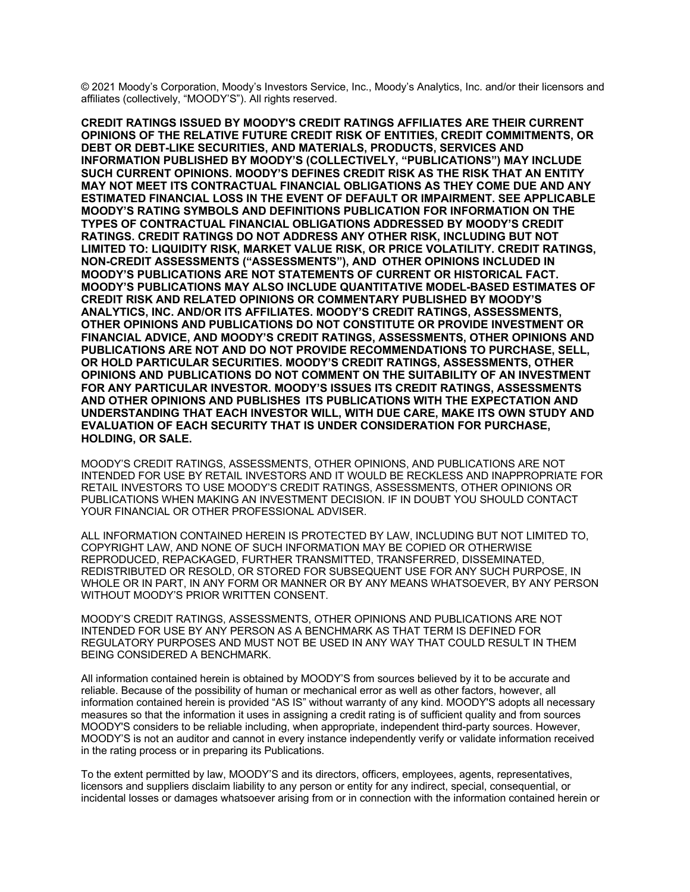© 2021 Moody's Corporation, Moody's Investors Service, Inc., Moody's Analytics, Inc. and/or their licensors and affiliates (collectively, "MOODY'S"). All rights reserved.

**CREDIT RATINGS ISSUED BY MOODY'S CREDIT RATINGS AFFILIATES ARE THEIR CURRENT OPINIONS OF THE RELATIVE FUTURE CREDIT RISK OF ENTITIES, CREDIT COMMITMENTS, OR DEBT OR DEBT-LIKE SECURITIES, AND MATERIALS, PRODUCTS, SERVICES AND INFORMATION PUBLISHED BY MOODY'S (COLLECTIVELY, "PUBLICATIONS") MAY INCLUDE SUCH CURRENT OPINIONS. MOODY'S DEFINES CREDIT RISK AS THE RISK THAT AN ENTITY MAY NOT MEET ITS CONTRACTUAL FINANCIAL OBLIGATIONS AS THEY COME DUE AND ANY ESTIMATED FINANCIAL LOSS IN THE EVENT OF DEFAULT OR IMPAIRMENT. SEE APPLICABLE MOODY'S RATING SYMBOLS AND DEFINITIONS PUBLICATION FOR INFORMATION ON THE TYPES OF CONTRACTUAL FINANCIAL OBLIGATIONS ADDRESSED BY MOODY'S CREDIT RATINGS. CREDIT RATINGS DO NOT ADDRESS ANY OTHER RISK, INCLUDING BUT NOT LIMITED TO: LIQUIDITY RISK, MARKET VALUE RISK, OR PRICE VOLATILITY. CREDIT RATINGS, NON-CREDIT ASSESSMENTS ("ASSESSMENTS"), AND OTHER OPINIONS INCLUDED IN MOODY'S PUBLICATIONS ARE NOT STATEMENTS OF CURRENT OR HISTORICAL FACT. MOODY'S PUBLICATIONS MAY ALSO INCLUDE QUANTITATIVE MODEL-BASED ESTIMATES OF CREDIT RISK AND RELATED OPINIONS OR COMMENTARY PUBLISHED BY MOODY'S ANALYTICS, INC. AND/OR ITS AFFILIATES. MOODY'S CREDIT RATINGS, ASSESSMENTS, OTHER OPINIONS AND PUBLICATIONS DO NOT CONSTITUTE OR PROVIDE INVESTMENT OR FINANCIAL ADVICE, AND MOODY'S CREDIT RATINGS, ASSESSMENTS, OTHER OPINIONS AND PUBLICATIONS ARE NOT AND DO NOT PROVIDE RECOMMENDATIONS TO PURCHASE, SELL, OR HOLD PARTICULAR SECURITIES. MOODY'S CREDIT RATINGS, ASSESSMENTS, OTHER OPINIONS AND PUBLICATIONS DO NOT COMMENT ON THE SUITABILITY OF AN INVESTMENT FOR ANY PARTICULAR INVESTOR. MOODY'S ISSUES ITS CREDIT RATINGS, ASSESSMENTS AND OTHER OPINIONS AND PUBLISHES ITS PUBLICATIONS WITH THE EXPECTATION AND UNDERSTANDING THAT EACH INVESTOR WILL, WITH DUE CARE, MAKE ITS OWN STUDY AND EVALUATION OF EACH SECURITY THAT IS UNDER CONSIDERATION FOR PURCHASE, HOLDING, OR SALE.**

MOODY'S CREDIT RATINGS, ASSESSMENTS, OTHER OPINIONS, AND PUBLICATIONS ARE NOT INTENDED FOR USE BY RETAIL INVESTORS AND IT WOULD BE RECKLESS AND INAPPROPRIATE FOR RETAIL INVESTORS TO USE MOODY'S CREDIT RATINGS, ASSESSMENTS, OTHER OPINIONS OR PUBLICATIONS WHEN MAKING AN INVESTMENT DECISION. IF IN DOUBT YOU SHOULD CONTACT YOUR FINANCIAL OR OTHER PROFESSIONAL ADVISER.

ALL INFORMATION CONTAINED HEREIN IS PROTECTED BY LAW, INCLUDING BUT NOT LIMITED TO, COPYRIGHT LAW, AND NONE OF SUCH INFORMATION MAY BE COPIED OR OTHERWISE REPRODUCED, REPACKAGED, FURTHER TRANSMITTED, TRANSFERRED, DISSEMINATED, REDISTRIBUTED OR RESOLD, OR STORED FOR SUBSEQUENT USE FOR ANY SUCH PURPOSE, IN WHOLE OR IN PART, IN ANY FORM OR MANNER OR BY ANY MEANS WHATSOEVER, BY ANY PERSON WITHOUT MOODY'S PRIOR WRITTEN CONSENT.

MOODY'S CREDIT RATINGS, ASSESSMENTS, OTHER OPINIONS AND PUBLICATIONS ARE NOT INTENDED FOR USE BY ANY PERSON AS A BENCHMARK AS THAT TERM IS DEFINED FOR REGULATORY PURPOSES AND MUST NOT BE USED IN ANY WAY THAT COULD RESULT IN THEM BEING CONSIDERED A BENCHMARK.

All information contained herein is obtained by MOODY'S from sources believed by it to be accurate and reliable. Because of the possibility of human or mechanical error as well as other factors, however, all information contained herein is provided "AS IS" without warranty of any kind. MOODY'S adopts all necessary measures so that the information it uses in assigning a credit rating is of sufficient quality and from sources MOODY'S considers to be reliable including, when appropriate, independent third-party sources. However, MOODY'S is not an auditor and cannot in every instance independently verify or validate information received in the rating process or in preparing its Publications.

To the extent permitted by law, MOODY'S and its directors, officers, employees, agents, representatives, licensors and suppliers disclaim liability to any person or entity for any indirect, special, consequential, or incidental losses or damages whatsoever arising from or in connection with the information contained herein or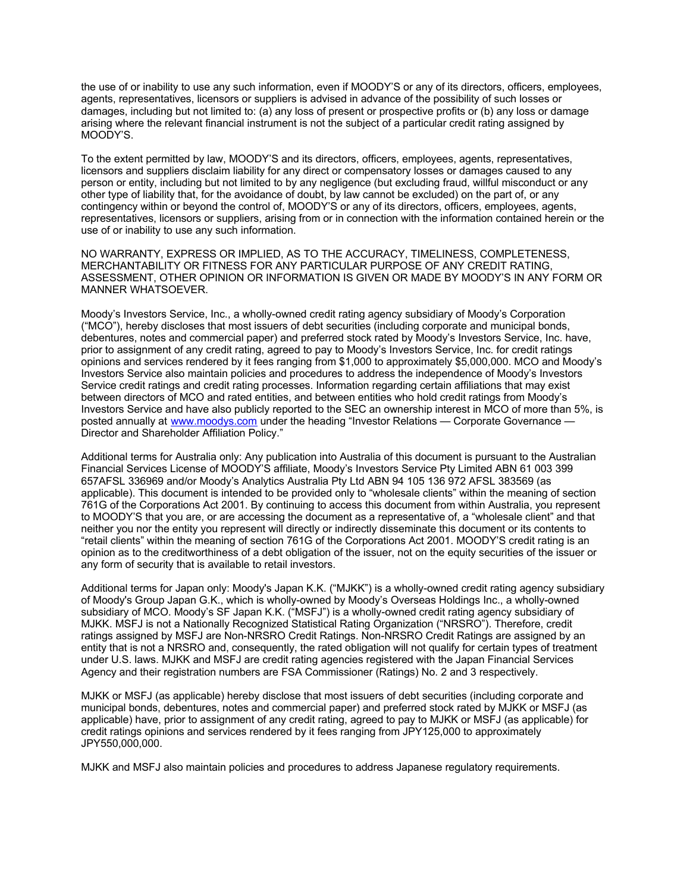the use of or inability to use any such information, even if MOODY'S or any of its directors, officers, employees, agents, representatives, licensors or suppliers is advised in advance of the possibility of such losses or damages, including but not limited to: (a) any loss of present or prospective profits or (b) any loss or damage arising where the relevant financial instrument is not the subject of a particular credit rating assigned by MOODY'S.

To the extent permitted by law, MOODY'S and its directors, officers, employees, agents, representatives, licensors and suppliers disclaim liability for any direct or compensatory losses or damages caused to any person or entity, including but not limited to by any negligence (but excluding fraud, willful misconduct or any other type of liability that, for the avoidance of doubt, by law cannot be excluded) on the part of, or any contingency within or beyond the control of, MOODY'S or any of its directors, officers, employees, agents, representatives, licensors or suppliers, arising from or in connection with the information contained herein or the use of or inability to use any such information.

NO WARRANTY, EXPRESS OR IMPLIED, AS TO THE ACCURACY, TIMELINESS, COMPLETENESS, MERCHANTABILITY OR FITNESS FOR ANY PARTICULAR PURPOSE OF ANY CREDIT RATING, ASSESSMENT, OTHER OPINION OR INFORMATION IS GIVEN OR MADE BY MOODY'S IN ANY FORM OR MANNER WHATSOEVER.

Moody's Investors Service, Inc., a wholly-owned credit rating agency subsidiary of Moody's Corporation ("MCO"), hereby discloses that most issuers of debt securities (including corporate and municipal bonds, debentures, notes and commercial paper) and preferred stock rated by Moody's Investors Service, Inc. have, prior to assignment of any credit rating, agreed to pay to Moody's Investors Service, Inc. for credit ratings opinions and services rendered by it fees ranging from $1,000 to approximately $5,000,000. MCO and Moody's Investors Service also maintain policies and procedures to address the independence of Moody's Investors Service credit ratings and credit rating processes. Information regarding certain affiliations that may exist between directors of MCO and rated entities, and between entities who hold credit ratings from Moody's Investors Service and have also publicly reported to the SEC an ownership interest in MCO of more than 5%, is posted annually at www.moodys.com under the heading "Investor Relations — Corporate Governance — Director and Shareholder Affiliation Policy."

Additional terms for Australia only: Any publication into Australia of this document is pursuant to the Australian Financial Services License of MOODY'S affiliate, Moody's Investors Service Pty Limited ABN 61 003 399 657AFSL 336969 and/or Moody's Analytics Australia Pty Ltd ABN 94 105 136 972 AFSL 383569 (as applicable). This document is intended to be provided only to "wholesale clients" within the meaning of section 761G of the Corporations Act 2001. By continuing to access this document from within Australia, you represent to MOODY'S that you are, or are accessing the document as a representative of, a "wholesale client" and that neither you nor the entity you represent will directly or indirectly disseminate this document or its contents to "retail clients" within the meaning of section 761G of the Corporations Act 2001. MOODY'S credit rating is an opinion as to the creditworthiness of a debt obligation of the issuer, not on the equity securities of the issuer or any form of security that is available to retail investors.

Additional terms for Japan only: Moody's Japan K.K. ("MJKK") is a wholly-owned credit rating agency subsidiary of Moody's Group Japan G.K., which is wholly-owned by Moody's Overseas Holdings Inc., a wholly-owned subsidiary of MCO. Moody's SF Japan K.K. ("MSFJ") is a wholly-owned credit rating agency subsidiary of MJKK. MSFJ is not a Nationally Recognized Statistical Rating Organization ("NRSRO"). Therefore, credit ratings assigned by MSFJ are Non-NRSRO Credit Ratings. Non-NRSRO Credit Ratings are assigned by an entity that is not a NRSRO and, consequently, the rated obligation will not qualify for certain types of treatment under U.S. laws. MJKK and MSFJ are credit rating agencies registered with the Japan Financial Services Agency and their registration numbers are FSA Commissioner (Ratings) No. 2 and 3 respectively.

MJKK or MSFJ (as applicable) hereby disclose that most issuers of debt securities (including corporate and municipal bonds, debentures, notes and commercial paper) and preferred stock rated by MJKK or MSFJ (as applicable) have, prior to assignment of any credit rating, agreed to pay to MJKK or MSFJ (as applicable) for credit ratings opinions and services rendered by it fees ranging from JPY125,000 to approximately JPY550,000,000.

MJKK and MSFJ also maintain policies and procedures to address Japanese regulatory requirements.